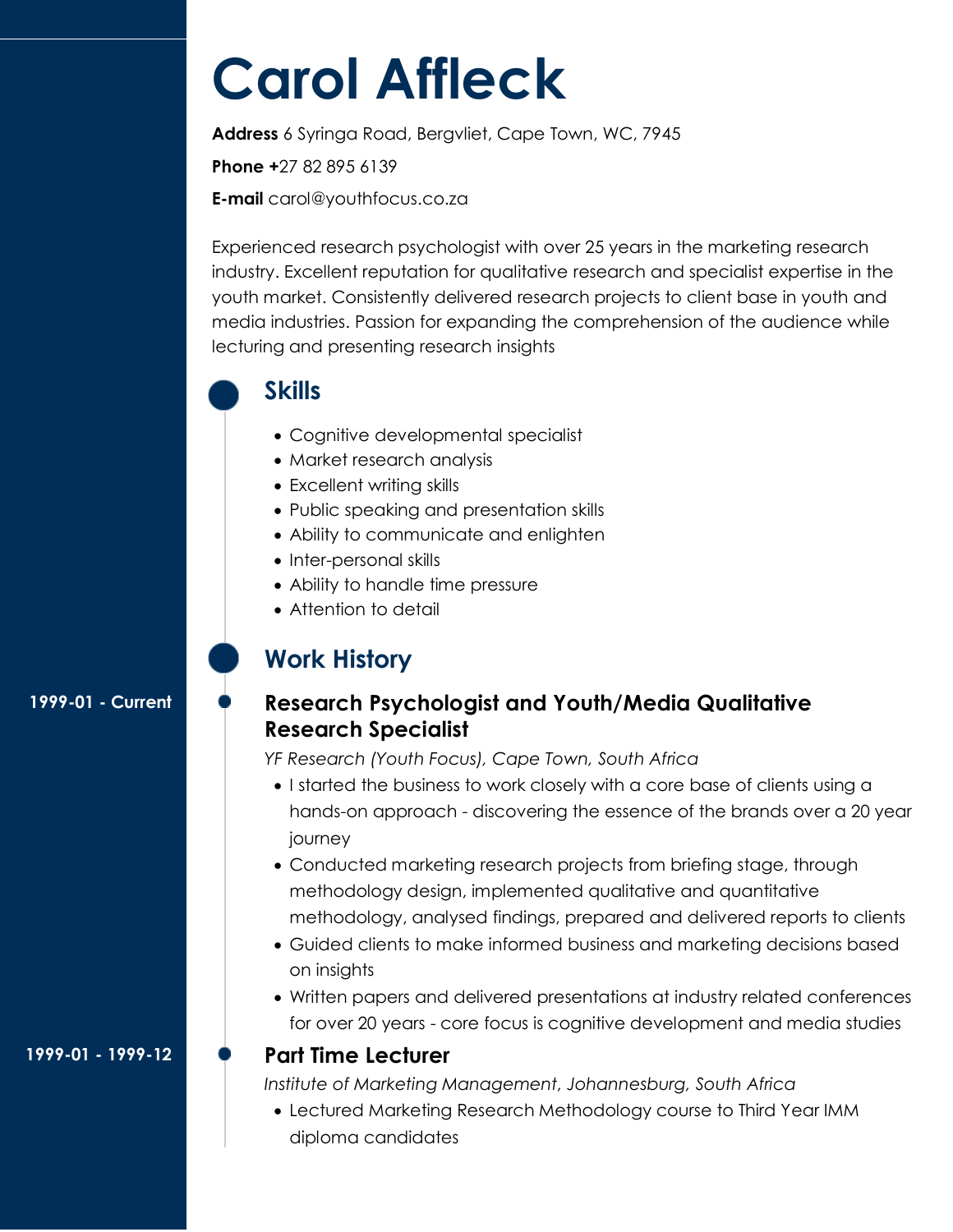# Carol Affleck

**Address** 6 Syringa Road, Bergvliet, Cape Town, WC, 7945

**Phone** +27 82 895 6139

**E-mail** carol@youthfocus.co.za

Experienced research psychologist with over 25 years in the marketing research industry. Excellent reputation for qualitative research and specialist expertise in the youth market. Consistently delivered research projects to client base in youth and media industries. Passion for expanding the comprehension of the audience while lecturing and presenting research insights

## Skills

- Cognitive developmental specialist
- Market research analysis
- Excellent writing skills
- Public speaking and presentation skills
- Ability to communicate and enlighten
- Inter-personal skills
- Ability to handle time pressure
- Attention to detail

## Work History

**1999-01 - Current**

### Research Psychologist and Youth/Media Qualitative Research Specialist

*YF Research (Youth Focus), Cape Town, South Africa*

- I started the business to work closely with a core base of clients using a hands-on approach - discovering the essence of the brands over a 20 year journey
- Conducted marketing research projects from briefing stage, through methodology design, implemented qualitative and quantitative methodology, analysed findings, prepared and delivered reports to clients
- Guided clients to make informed business and marketing decisions based on insights
- Written papers and delivered presentations at industry related conferences for over 20 years - core focus is cognitive development and media studies

**1999-01 - 1999-12**

### Part Time Lecturer

*Institute of Marketing Management, Johannesburg, South Africa*

- Lectured Marketing Research Methodology course to Third Year IMM diploma candidates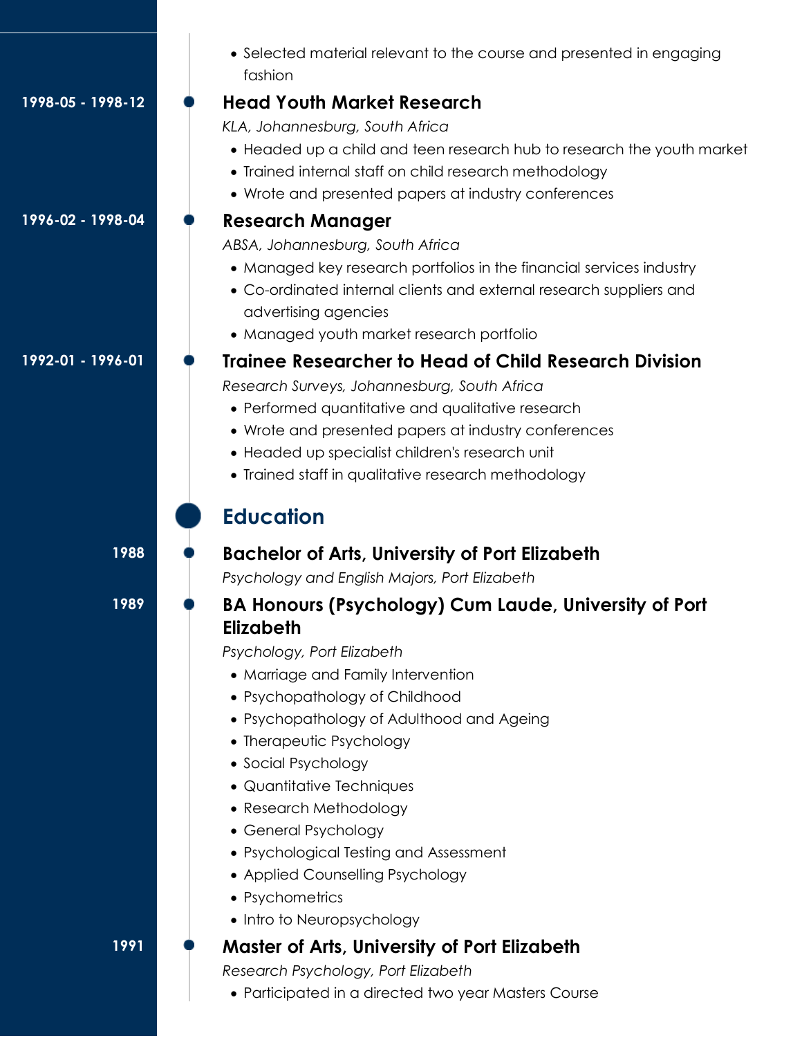- Selected material relevant to the course and presented in engaging fashion

1998-05 - 1998-12

### Head Youth Market Research

*KLA, Johannesburg, South Africa*

- Headed up a child and teen research hub to research the youth market
- Trained internal staff on child research methodology
- Wrote and presented papers at industry conferences

1996-02 - 1998-04

### Research Manager

*ABSA, Johannesburg, South Africa*

- Managed key research portfolios in the financial services industry
- Co-ordinated internal clients and external research suppliers and advertising agencies
- Managed youth market research portfolio

1992-01 - 1996-01

### Trainee Researcher to Head of Child Research Division

*Research Surveys, Johannesburg, South Africa*

- Performed quantitative and qualitative research
- Wrote and presented papers at industry conferences
- Headed up specialist children's research unit
- Trained staff in qualitative research methodology

## Education

1988

### Bachelor of Arts, University of Port Elizabeth

*Psychology and English Majors, Port Elizabeth*

1989

### BA Honours (Psychology) Cum Laude, University of Port Elizabeth

*Psychology, Port Elizabeth*

- Marriage and Family Intervention
- Psychopathology of Childhood
- Psychopathology of Adulthood and Ageing
- Therapeutic Psychology
- Social Psychology
- Quantitative Techniques
- Research Methodology
- General Psychology
- Psychological Testing and Assessment
- Applied Counselling Psychology
- Psychometrics
- Intro to Neuropsychology

1991

### Master of Arts, University of Port Elizabeth

*Research Psychology, Port Elizabeth*

- Participated in a directed two year Masters Course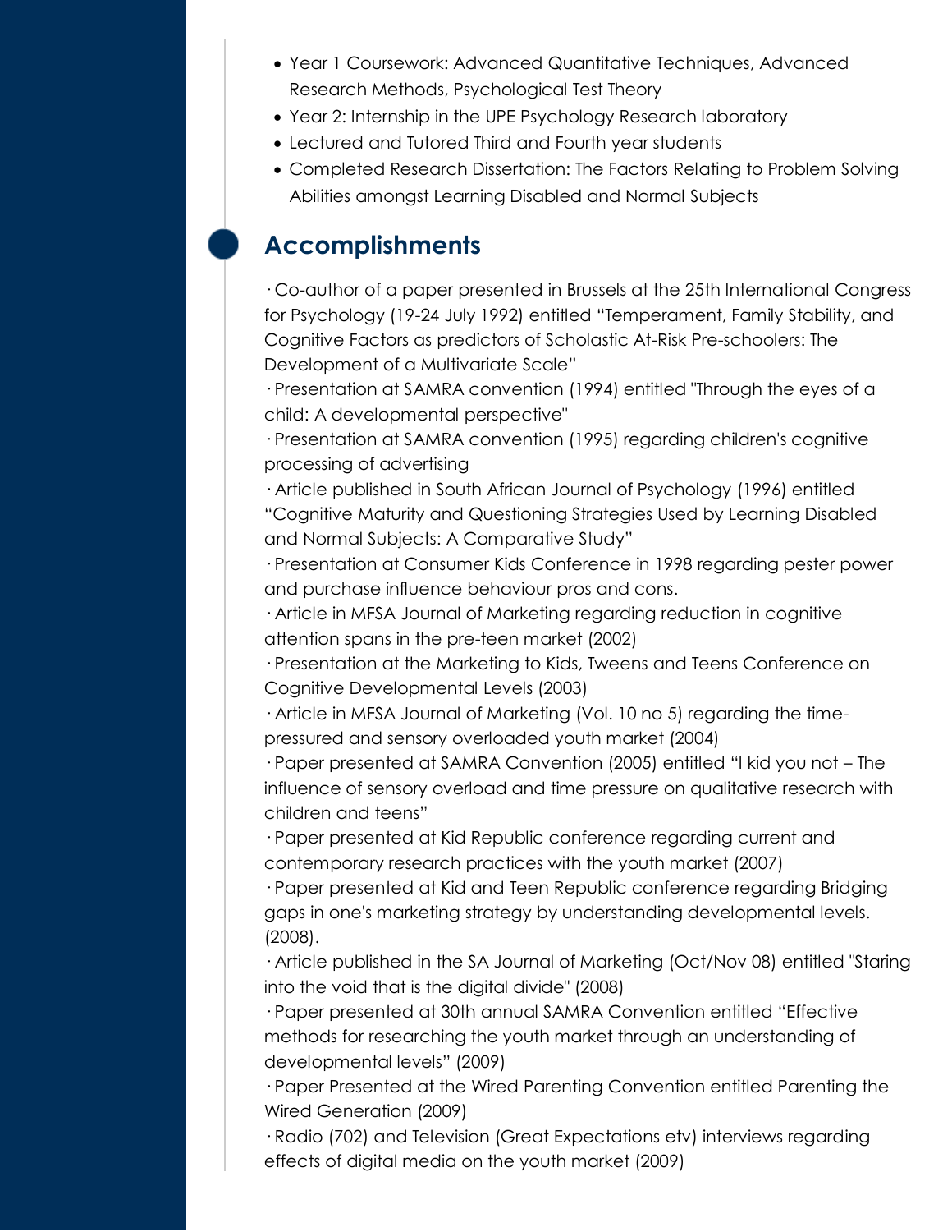- Year 1 Coursework: Advanced Quantitative Techniques, Advanced Research Methods, Psychological Test Theory
- Year 2: Internship in the UPE Psychology Research laboratory
- Lectured and Tutored Third and Fourth year students
- Completed Research Dissertation: The Factors Relating to Problem Solving Abilities amongst Learning Disabled and Normal Subjects

## Accomplishments

· Co-author of a paper presented in Brussels at the 25th International Congress for Psychology (19-24 July 1992) entitled “Temperament, Family Stability, and Cognitive Factors as predictors of Scholastic At-Risk Pre-schoolers: The Development of a Multivariate Scale”

· Presentation at SAMRA convention (1994) entitled "Through the eyes of a child: A developmental perspective"

· Presentation at SAMRA convention (1995) regarding children's cognitive processing of advertising

· Article published in South African Journal of Psychology (1996) entitled “Cognitive Maturity and Questioning Strategies Used by Learning Disabled and Normal Subjects: A Comparative Study”

· Presentation at Consumer Kids Conference in 1998 regarding pester power and purchase influence behaviour pros and cons.

· Article in MFSA Journal of Marketing regarding reduction in cognitive attention spans in the pre-teen market (2002)

· Presentation at the Marketing to Kids, Tweens and Teens Conference on Cognitive Developmental Levels (2003)

· Article in MFSA Journal of Marketing (Vol. 10 no 5) regarding the time-pressured and sensory overloaded youth market (2004)

· Paper presented at SAMRA Convention (2005) entitled “I kid you not – The influence of sensory overload and time pressure on qualitative research with children and teens”

· Paper presented at Kid Republic conference regarding current and contemporary research practices with the youth market (2007)

· Paper presented at Kid and Teen Republic conference regarding Bridging gaps in one's marketing strategy by understanding developmental levels. (2008).

· Article published in the SA Journal of Marketing (Oct/Nov 08) entitled "Staring into the void that is the digital divide" (2008)

· Paper presented at 30th annual SAMRA Convention entitled “Effective methods for researching the youth market through an understanding of developmental levels” (2009)

· Paper Presented at the Wired Parenting Convention entitled Parenting the Wired Generation (2009)

· Radio (702) and Television (Great Expectations etv) interviews regarding effects of digital media on the youth market (2009)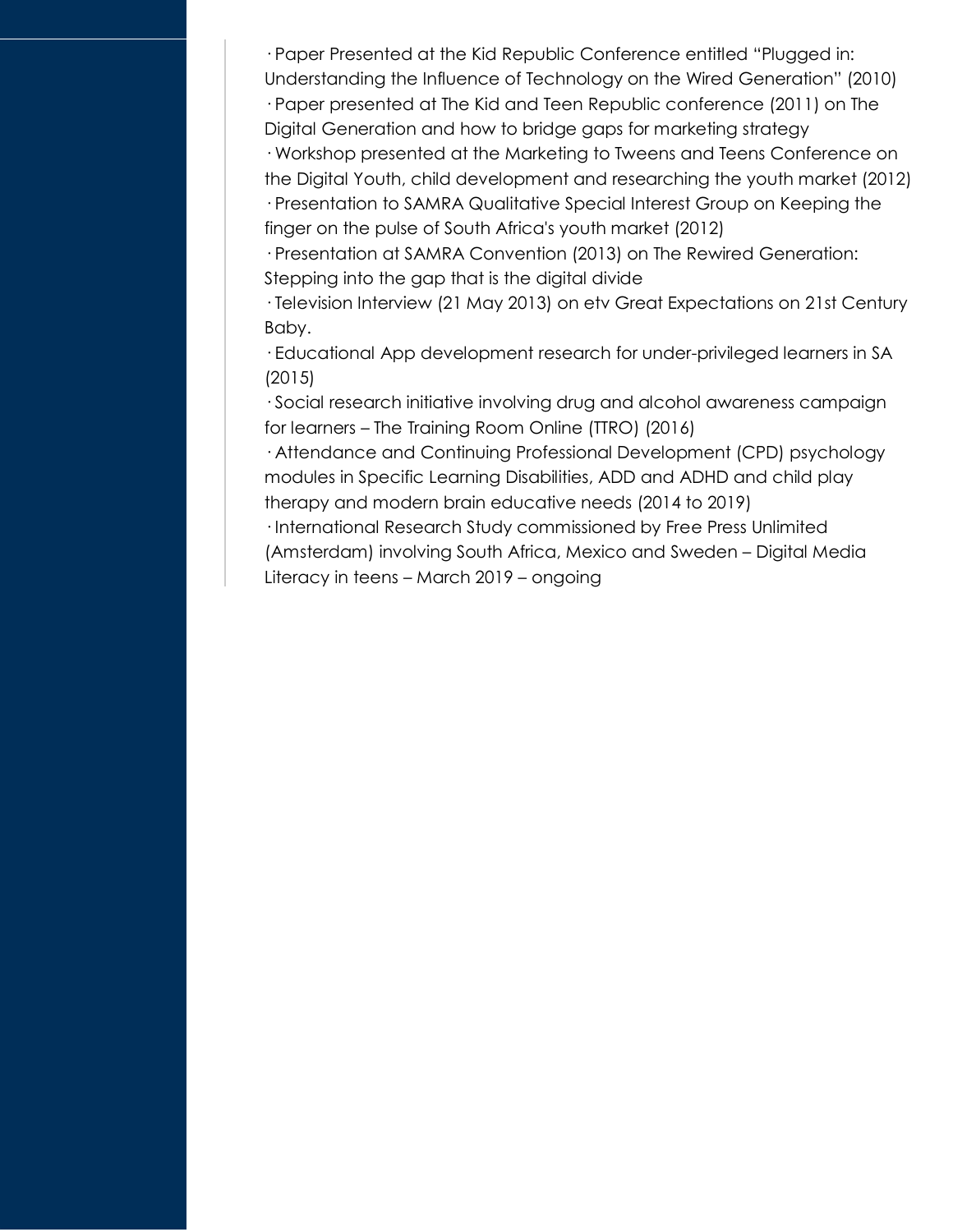· Paper Presented at the Kid Republic Conference entitled "Plugged in: Understanding the Influence of Technology on the Wired Generation" (2010)
· Paper presented at The Kid and Teen Republic conference (2011) on The Digital Generation and how to bridge gaps for marketing strategy
· Workshop presented at the Marketing to Tweens and Teens Conference on the Digital Youth, child development and researching the youth market (2012)
· Presentation to SAMRA Qualitative Special Interest Group on Keeping the finger on the pulse of South Africa's youth market (2012)
· Presentation at SAMRA Convention (2013) on The Rewired Generation: Stepping into the gap that is the digital divide
· Television Interview (21 May 2013) on etv Great Expectations on 21st Century Baby.
· Educational App development research for under-privileged learners in SA (2015)
· Social research initiative involving drug and alcohol awareness campaign for learners – The Training Room Online (TTRO) (2016)
· Attendance and Continuing Professional Development (CPD) psychology modules in Specific Learning Disabilities, ADD and ADHD and child play therapy and modern brain educative needs (2014 to 2019)
· International Research Study commissioned by Free Press Unlimited (Amsterdam) involving South Africa, Mexico and Sweden – Digital Media Literacy in teens – March 2019 – ongoing